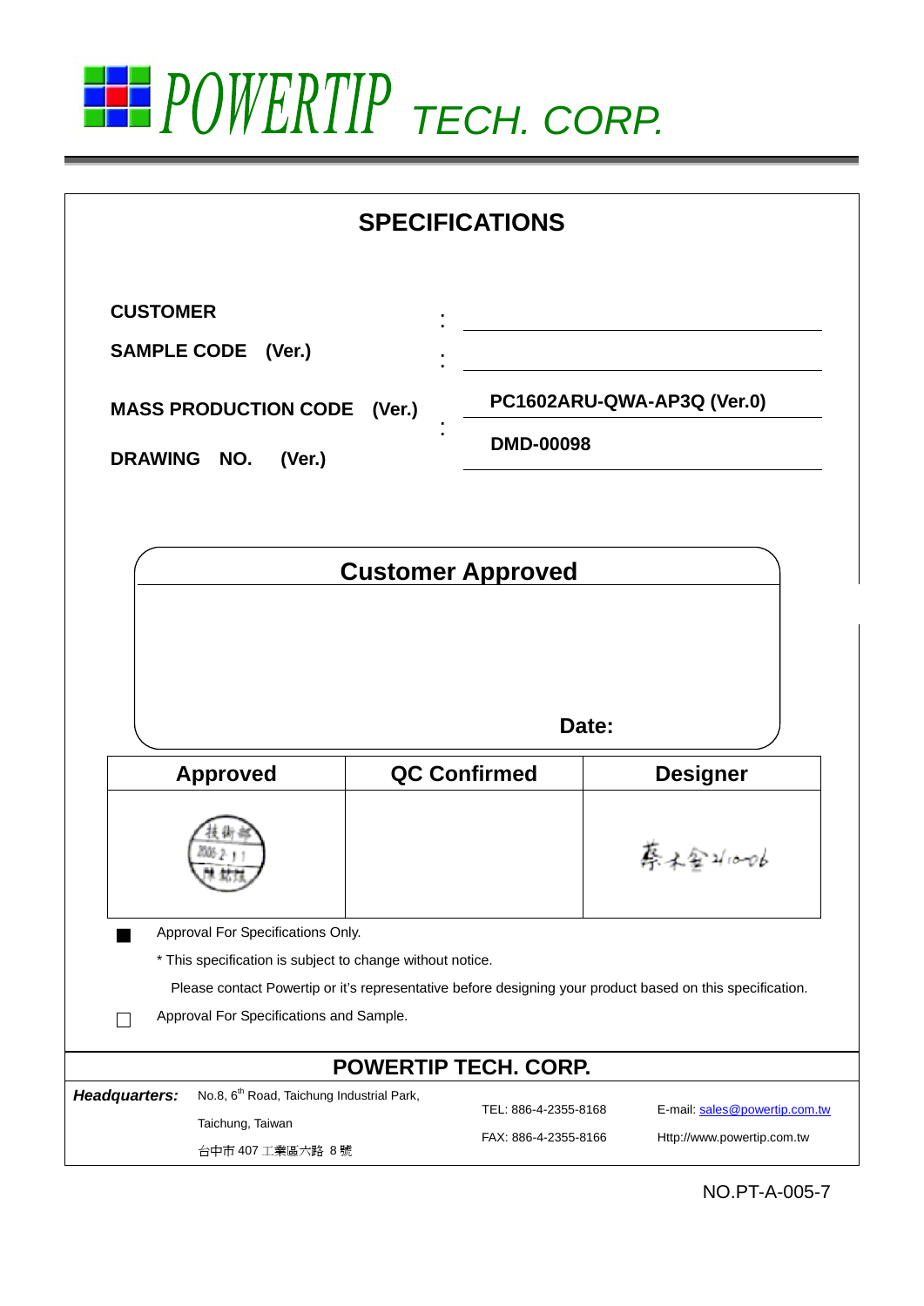# POWERTIP TECH. CORP.

## SPECIFICATIONS

| | | |
|---|---|---|
| **CUSTOMER** | : | |
| **SAMPLE CODE (Ver.)** | : | |
| **MASS PRODUCTION CODE (Ver.)** | : | **PC1602ARU-QWA-AP3Q (Ver.0)** |
| **DRAWING NO. (Ver.)** | | **DMD-00098** |

### Customer Approved

**Date:**

| Approved | QC Confirmed | Designer |
|---|---|---|
| 技術部 2006-2-11 陳 | | 蔡 2/10-06 |

■ Approval For Specifications Only.

\* This specification is subject to change without notice.

Please contact Powertip or it's representative before designing your product based on this specification.

□ Approval For Specifications and Sample.

### POWERTIP TECH. CORP.

***Headquarters:*** No.8, 6th Road, Taichung Industrial Park, Taichung, Taiwan

台中市 407 工業區六路 8 號

TEL: 886-4-2355-8168

FAX: 886-4-2355-8166

E-mail: sales@powertip.com.tw

Http://www.powertip.com.tw

NO.PT-A-005-7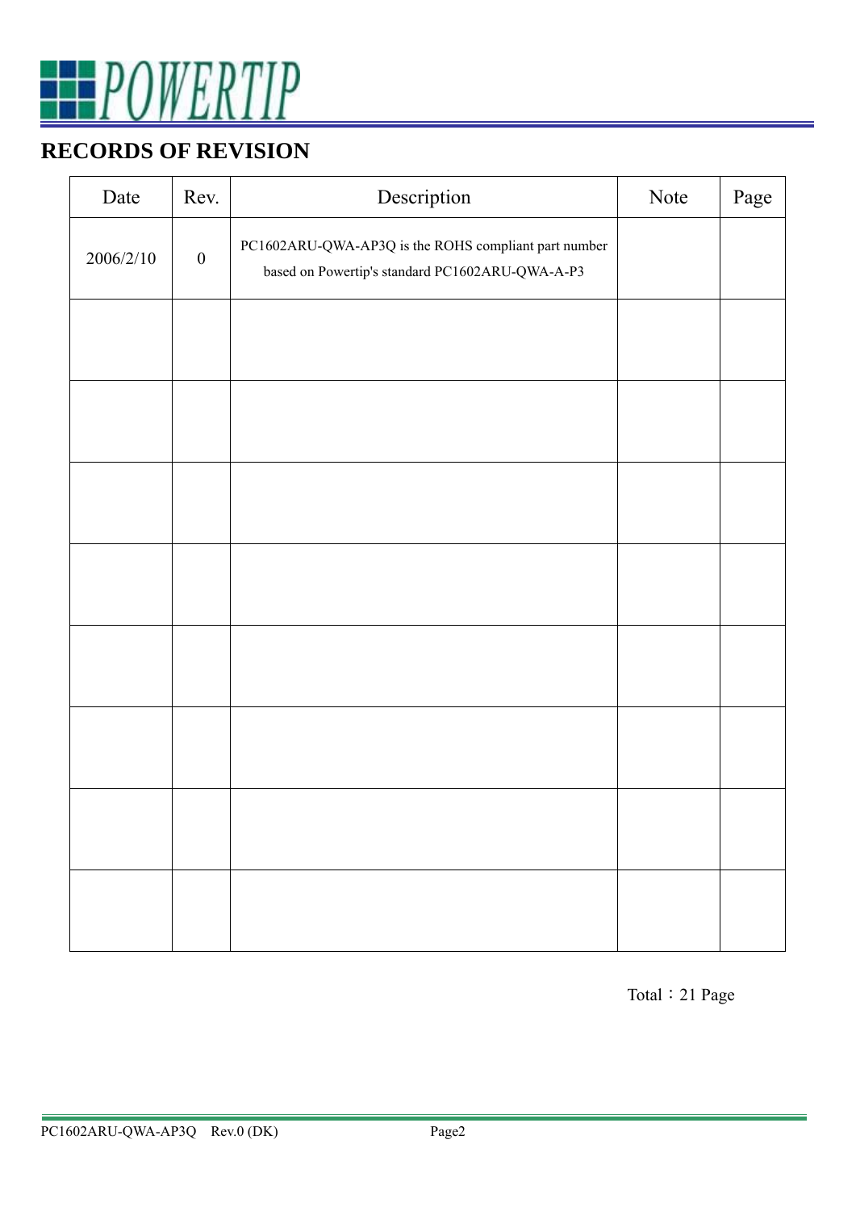## RECORDS OF REVISION

| Date | Rev. | Description | Note | Page |
|---|---|---|---|---|
| 2006/2/10 | 0 | PC1602ARU-QWA-AP3Q is the ROHS compliant part number based on Powertip's standard PC1602ARU-QWA-A-P3 | | |
| | | | | |
| | | | | |
| | | | | |
| | | | | |
| | | | | |
| | | | | |
| | | | | |
| | | | | |

Total：21 Page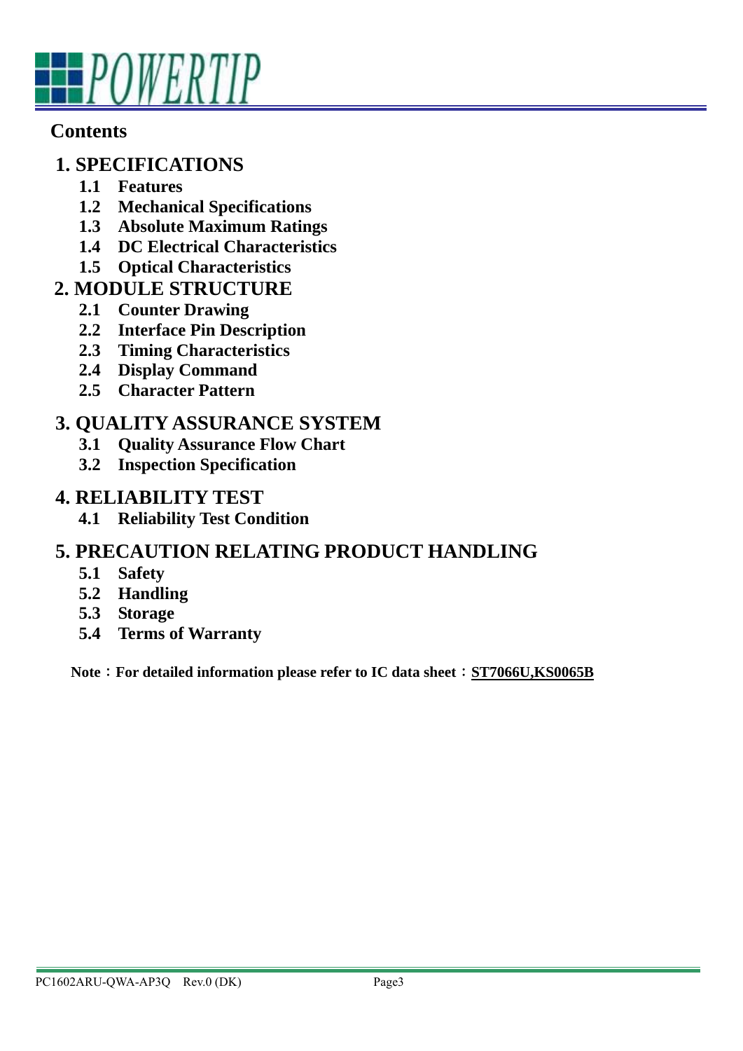## Contents

### 1. SPECIFICATIONS

- **1.1 Features**
- **1.2 Mechanical Specifications**
- **1.3 Absolute Maximum Ratings**
- **1.4 DC Electrical Characteristics**
- **1.5 Optical Characteristics**

### 2. MODULE STRUCTURE

- **2.1 Counter Drawing**
- **2.2 Interface Pin Description**
- **2.3 Timing Characteristics**
- **2.4 Display Command**
- **2.5 Character Pattern**

### 3. QUALITY ASSURANCE SYSTEM

- **3.1 Quality Assurance Flow Chart**
- **3.2 Inspection Specification**

### 4. RELIABILITY TEST

- **4.1 Reliability Test Condition**

### 5. PRECAUTION RELATING PRODUCT HANDLING

- **5.1 Safety**
- **5.2 Handling**
- **5.3 Storage**
- **5.4 Terms of Warranty**

**Note：For detailed information please refer to IC data sheet：ST7066U,KS0065B**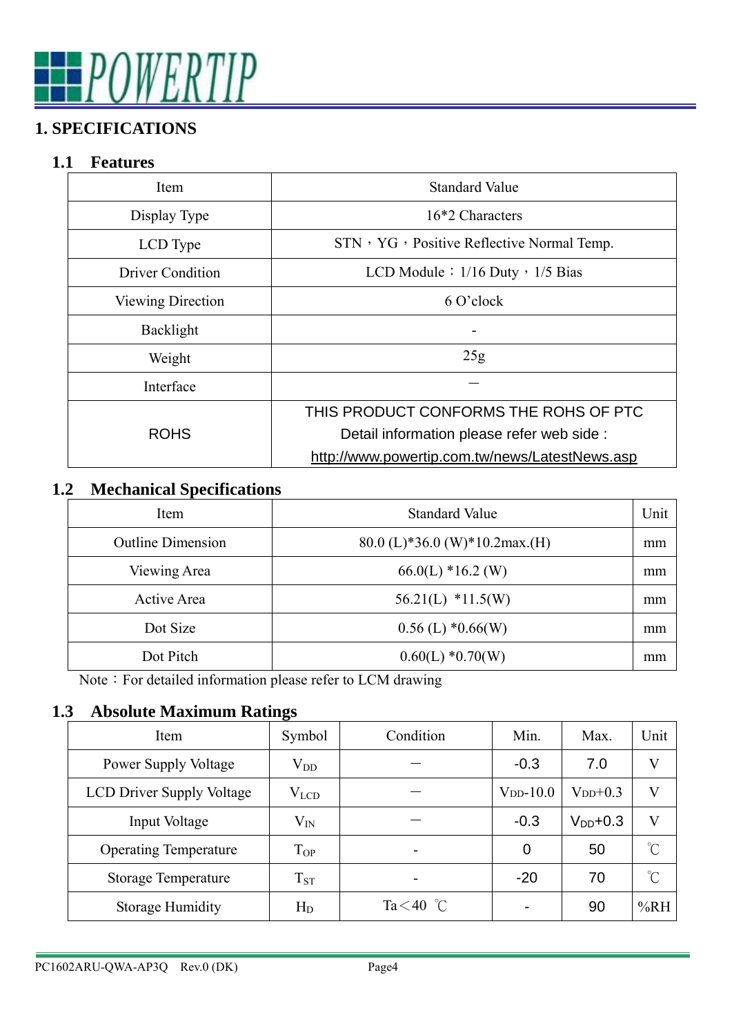# 1. SPECIFICATIONS

## 1.1 Features

| Item | Standard Value |
|---|---|
| Display Type | 16*2 Characters |
| LCD Type | STN，YG，Positive Reflective Normal Temp. |
| Driver Condition | LCD Module：1/16 Duty，1/5 Bias |
| Viewing Direction | 6 O'clock |
| Backlight | - |
| Weight | 25g |
| Interface | — |
| ROHS | THIS PRODUCT CONFORMS THE ROHS OF PTC<br>Detail information please refer web side :<br>http://www.powertip.com.tw/news/LatestNews.asp |

## 1.2 Mechanical Specifications

| Item | Standard Value | Unit |
|---|---|---|
| Outline Dimension | 80.0 (L)*36.0 (W)*10.2max.(H) | mm |
| Viewing Area | 66.0(L) *16.2 (W) | mm |
| Active Area | 56.21(L) *11.5(W) | mm |
| Dot Size | 0.56 (L) *0.66(W) | mm |
| Dot Pitch | 0.60(L) *0.70(W) | mm |

Note：For detailed information please refer to LCM drawing

## 1.3 Absolute Maximum Ratings

| Item | Symbol | Condition | Min. | Max. | Unit |
|---|---|---|---|---|---|
| Power Supply Voltage | $V_{DD}$ | — | -0.3 | 7.0 | V |
| LCD Driver Supply Voltage | $V_{LCD}$ | — | $V_{DD}$-10.0 | $V_{DD}$+0.3 | V |
| Input Voltage | $V_{IN}$ | — | -0.3 | $V_{DD}$+0.3 | V |
| Operating Temperature | $T_{OP}$ | - | 0 | 50 | ℃ |
| Storage Temperature | $T_{ST}$ | - | -20 | 70 | ℃ |
| Storage Humidity | $H_D$ | Ta＜40 ℃ | - | 90 | %RH |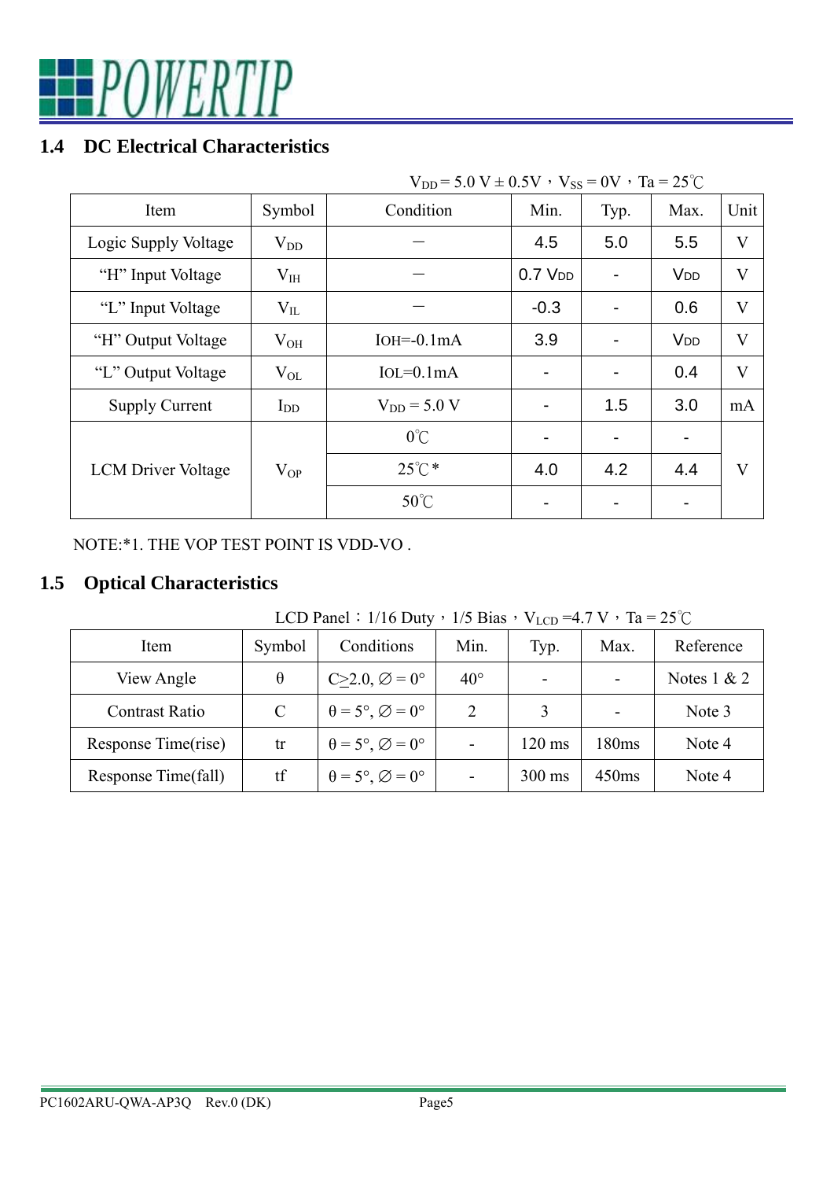## 1.4 DC Electrical Characteristics

$V_{DD}$ = 5.0 V ± 0.5V，$V_{SS}$ = 0V，Ta = 25℃

| Item | Symbol | Condition | Min. | Typ. | Max. | Unit |
|---|---|---|---|---|---|---|
| Logic Supply Voltage | $V_{DD}$ | — | 4.5 | 5.0 | 5.5 | V |
| "H" Input Voltage | $V_{IH}$ | — | 0.7 $V_{DD}$ | - | $V_{DD}$ | V |
| "L" Input Voltage | $V_{IL}$ | — | -0.3 | - | 0.6 | V |
| "H" Output Voltage | $V_{OH}$ | IOH=-0.1mA | 3.9 | - | $V_{DD}$ | V |
| "L" Output Voltage | $V_{OL}$ | IOL=0.1mA | - | - | 0.4 | V |
| Supply Current | $I_{DD}$ | $V_{DD}$ = 5.0 V | - | 1.5 | 3.0 | mA |
| LCM Driver Voltage | $V_{OP}$ | 0℃ | - | - | - | V |
| | | 25℃ * | 4.0 | 4.2 | 4.4 | |
| | | 50℃ | - | - | - | |

NOTE:*1. THE VOP TEST POINT IS VDD-VO .

## 1.5 Optical Characteristics

LCD Panel：1/16 Duty，1/5 Bias，$V_{LCD}$ =4.7 V，Ta = 25℃

| Item | Symbol | Conditions | Min. | Typ. | Max. | Reference |
|---|---|---|---|---|---|---|
| View Angle | θ | C≥2.0, ∅ = 0° | 40° | - | - | Notes 1 & 2 |
| Contrast Ratio | C | θ = 5°, ∅ = 0° | 2 | 3 | - | Note 3 |
| Response Time(rise) | tr | θ = 5°, ∅ = 0° | - | 120 ms | 180ms | Note 4 |
| Response Time(fall) | tf | θ = 5°, ∅ = 0° | - | 300 ms | 450ms | Note 4 |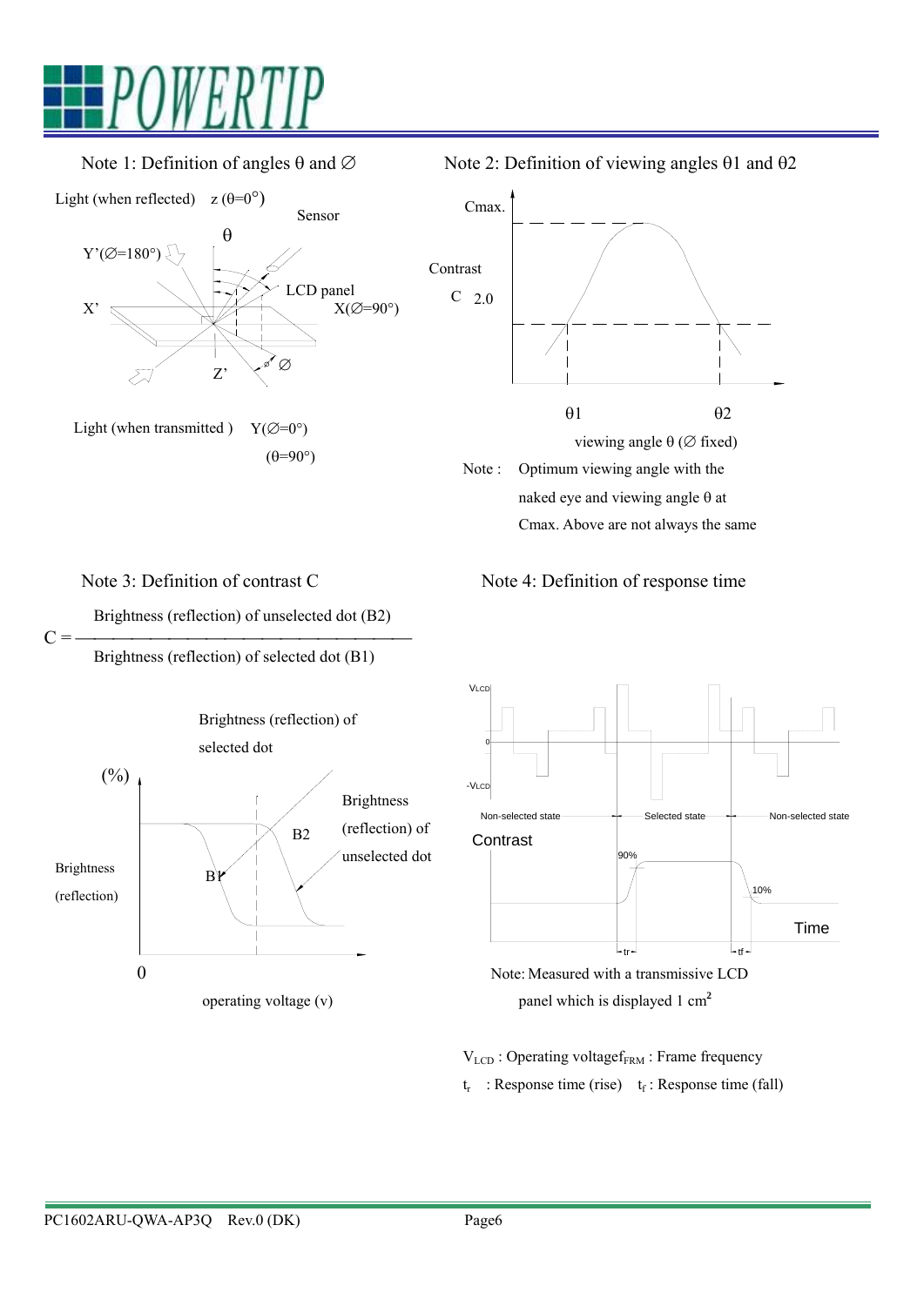## Note 1: Definition of angles θ and ∅

Light (when reflected) z (θ=0°)

Sensor

θ

Y'(∅=180°)

LCD panel

X'

X(∅=90°)

Z'

∅

Light (when transmitted ) Y(∅=0°)

(θ=90°)

## Note 2: Definition of viewing angles θ1 and θ2

Cmax.

Contrast

C 2.0

θ1 θ2

viewing angle θ (∅ fixed)

Note : Optimum viewing angle with the naked eye and viewing angle θ at Cmax. Above are not always the same

## Note 3: Definition of contrast C

$$C = \frac{\text{Brightness (reflection) of unselected dot (B2)}}{\text{Brightness (reflection) of selected dot (B1)}}$$

Brightness (reflection) of selected dot

(%)

Brightness (reflection)

B2

B1

Brightness (reflection) of unselected dot

0

operating voltage (v)

## Note 4: Definition of response time

$V_{LCD}$

0

$-V_{LCD}$

Non-selected state Selected state Non-selected state

Contrast

90%

10%

Time

$t_r$ $t_f$

Note: Measured with a transmissive LCD panel which is displayed 1 $cm^2$

$V_{LCD}$ : Operating voltage $f_{FRM}$ : Frame frequency

$t_r$ : Response time (rise) $t_f$ : Response time (fall)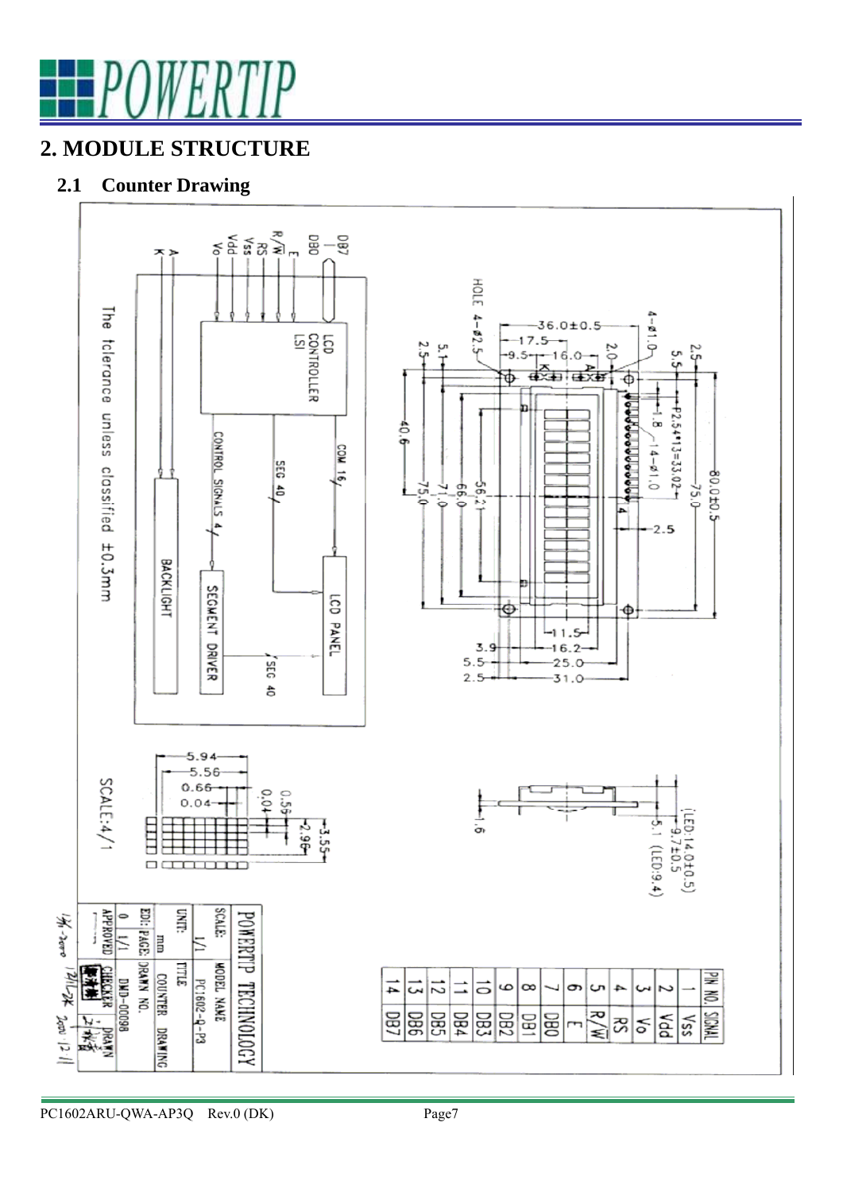## 2. MODULE STRUCTURE

### 2.1 Counter Drawing

| PIN NO. | SIGNAL |
|---|---|
| 1 | Vss |
| 2 | Vdd |
| 3 | Vo |
| 4 | RS |
| 5 | R/W |
| 6 | E |
| 7 | DB0 |
| 8 | DB1 |
| 9 | DB2 |
| 10 | DB3 |
| 11 | DB4 |
| 12 | DB5 |
| 13 | DB6 |
| 14 | DB7 |

The tolerance unless classified ±0.3mm

SCALE:4/1

| POWERTIP TECHNOLOGY | |
|---|---|
| SCALE: 1/1 | MODEL NAME: PC1602-Q-P3 |
| UNIT: mm | TITLE: COUNTER DRAWING |
| EDI: 0 PAGE: 1/1 | DRAWN NO. DWD-00098 |
| APPROVED | CHECKER / DRAWN |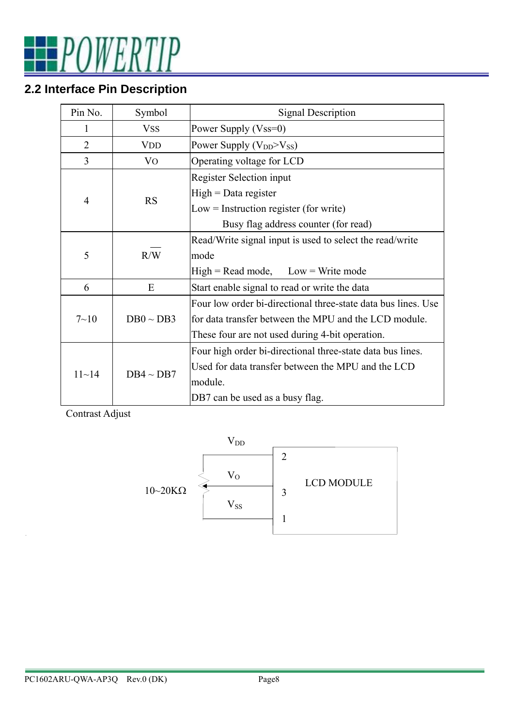## 2.2 Interface Pin Description

| Pin No. | Symbol | Signal Description |
|---|---|---|
| 1 | VSS | Power Supply (Vss=0) |
| 2 | VDD | Power Supply ($V_{DD}$>$V_{SS}$) |
| 3 | VO | Operating voltage for LCD |
| 4 | RS | Register Selection input<br>High = Data register<br>Low = Instruction register (for write)<br>Busy flag address counter (for read) |
| 5 | R/$\overline{W}$ | Read/Write signal input is used to select the read/write mode<br>High = Read mode, Low = Write mode |
| 6 | E | Start enable signal to read or write the data |
| 7~10 | DB0 ~ DB3 | Four low order bi-directional three-state data bus lines. Use for data transfer between the MPU and the LCD module.<br>These four are not used during 4-bit operation. |
| 11~14 | DB4 ~ DB7 | Four high order bi-directional three-state data bus lines. Used for data transfer between the MPU and the LCD module.<br>DB7 can be used as a busy flag. |

Contrast Adjust

$V_{DD}$ — 2
$V_O$ — 3
$V_{SS}$ — 1

10~20KΩ

LCD MODULE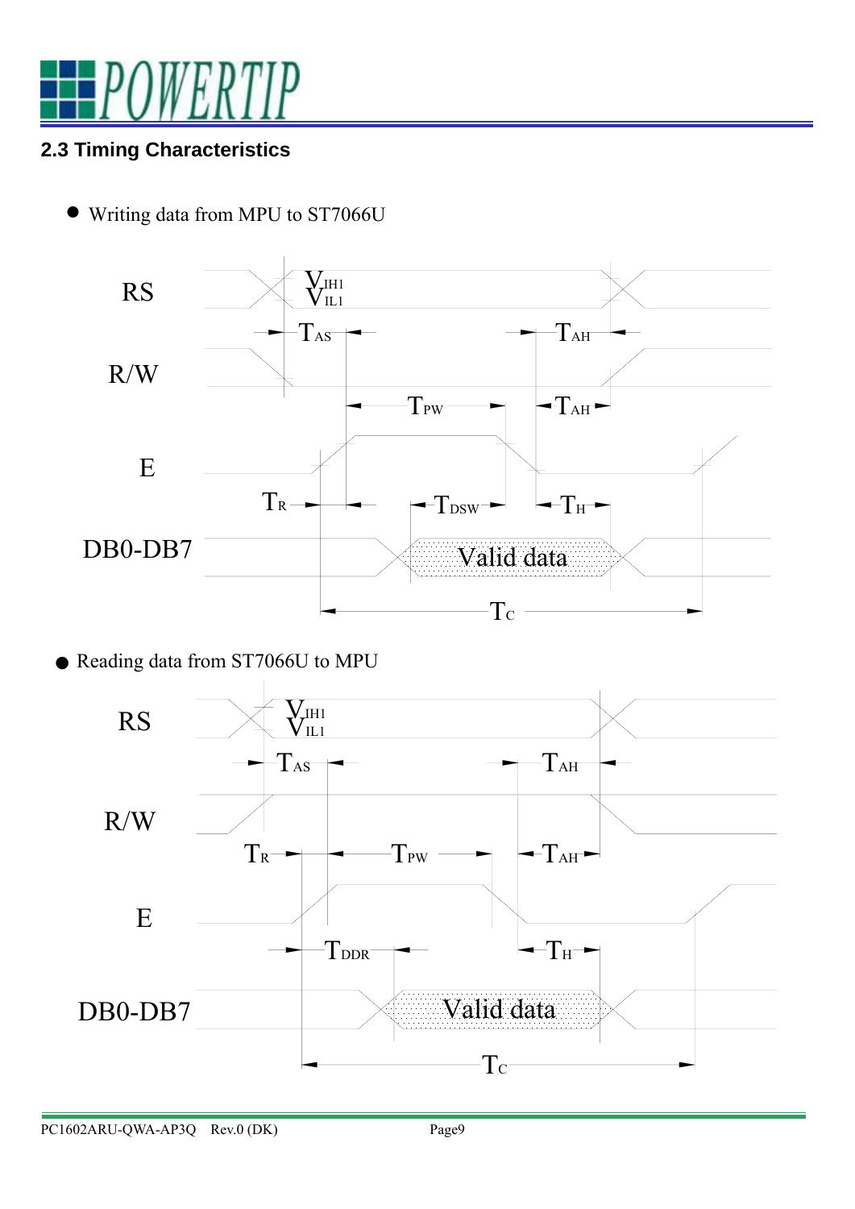## 2.3 Timing Characteristics

- Writing data from MPU to ST7066U

RS

$V_{IH1}$
$V_{IL1}$

$T_{AS}$ $T_{AH}$

R/W

$T_{PW}$ $T_{AH}$

E

$T_R$ $T_{DSW}$ $T_H$

DB0-DB7 Valid data

$T_C$

- Reading data from ST7066U to MPU

RS

$V_{IH1}$
$V_{IL1}$

$T_{AS}$ $T_{AH}$

R/W

$T_R$ $T_{PW}$ $T_{AH}$

E

$T_{DDR}$ $T_H$

DB0-DB7 Valid data

$T_C$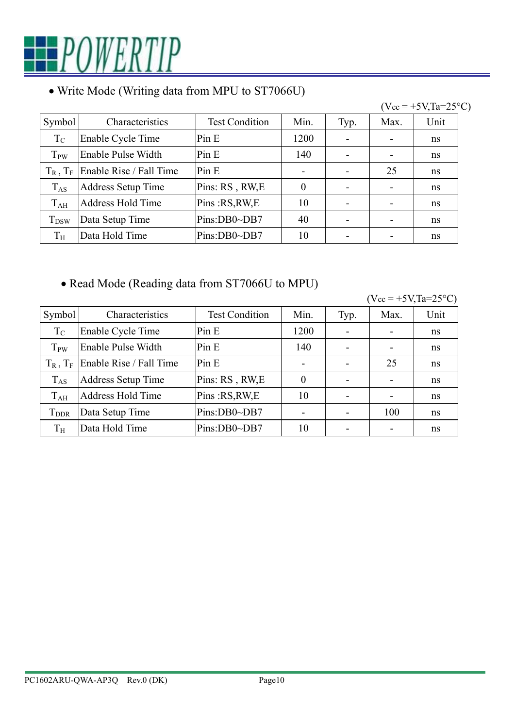- Write Mode (Writing data from MPU to ST7066U)

(Vcc = +5V,Ta=25°C)

| Symbol | Characteristics | Test Condition | Min. | Typ. | Max. | Unit |
|---|---|---|---|---|---|---|
| $T_C$ | Enable Cycle Time | Pin E | 1200 | - | - | ns |
| $T_{PW}$ | Enable Pulse Width | Pin E | 140 | - | - | ns |
| $T_R$ , $T_F$ | Enable Rise / Fall Time | Pin E | - | - | 25 | ns |
| $T_{AS}$ | Address Setup Time | Pins: RS , RW,E | 0 | - | - | ns |
| $T_{AH}$ | Address Hold Time | Pins :RS,RW,E | 10 | - | - | ns |
| $T_{DSW}$ | Data Setup Time | Pins:DB0~DB7 | 40 | - | - | ns |
| $T_H$ | Data Hold Time | Pins:DB0~DB7 | 10 | - | - | ns |

- Read Mode (Reading data from ST7066U to MPU)

(Vcc = +5V,Ta=25°C)

| Symbol | Characteristics | Test Condition | Min. | Typ. | Max. | Unit |
|---|---|---|---|---|---|---|
| $T_C$ | Enable Cycle Time | Pin E | 1200 | - | - | ns |
| $T_{PW}$ | Enable Pulse Width | Pin E | 140 | - | - | ns |
| $T_R$ , $T_F$ | Enable Rise / Fall Time | Pin E | - | - | 25 | ns |
| $T_{AS}$ | Address Setup Time | Pins: RS , RW,E | 0 | - | - | ns |
| $T_{AH}$ | Address Hold Time | Pins :RS,RW,E | 10 | - | - | ns |
| $T_{DDR}$ | Data Setup Time | Pins:DB0~DB7 | - | - | 100 | ns |
| $T_H$ | Data Hold Time | Pins:DB0~DB7 | 10 | - | - | ns |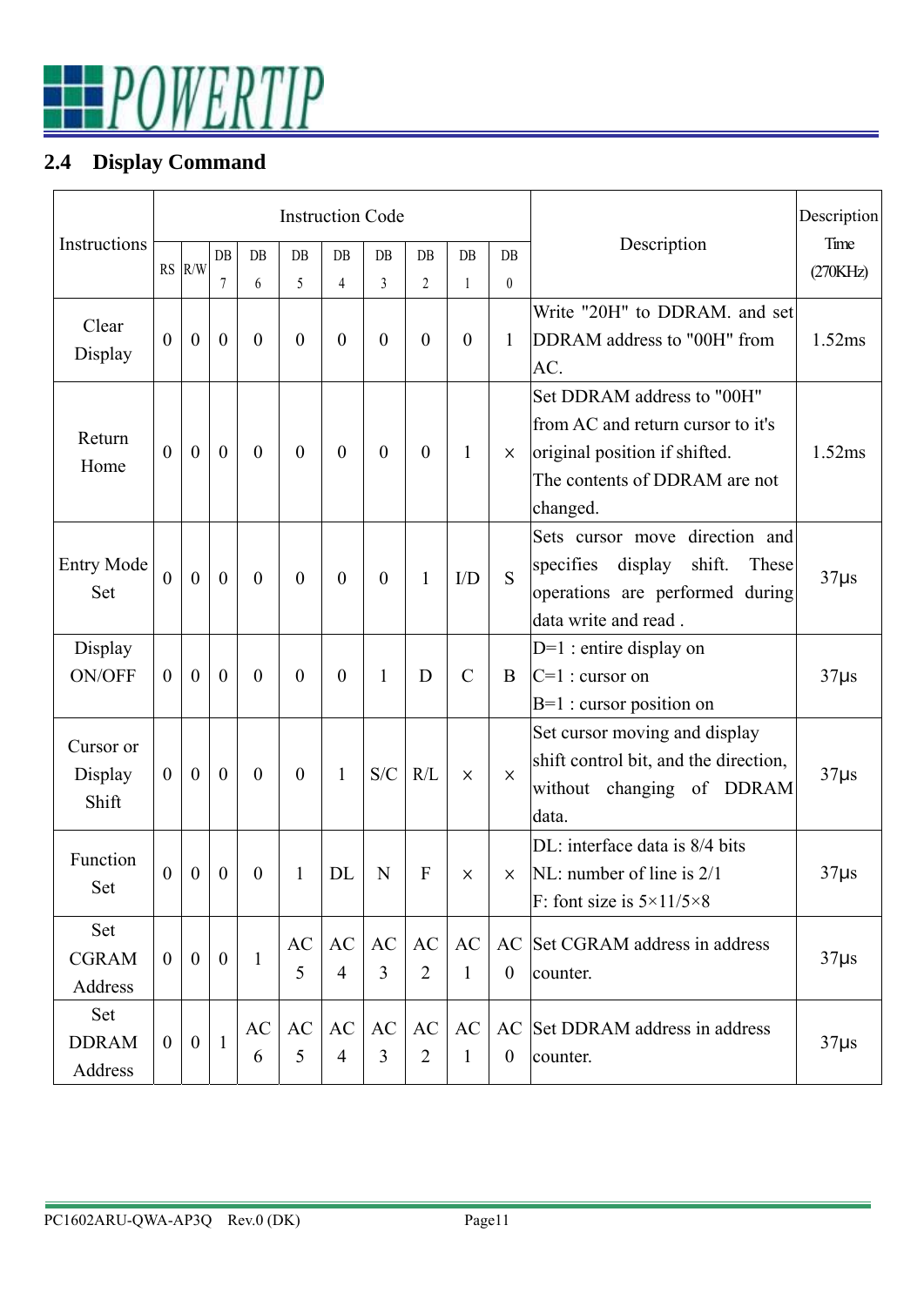## 2.4 Display Command

| Instructions | Instruction Code | | | | | | | | | | Description | Description Time (270KHz) |
|---|---|---|---|---|---|---|---|---|---|---|---|---|
| | RS | R/W | DB 7 | DB 6 | DB 5 | DB 4 | DB 3 | DB 2 | DB 1 | DB 0 | | |
| Clear Display | 0 | 0 | 0 | 0 | 0 | 0 | 0 | 0 | 0 | 1 | Write "20H" to DDRAM. and set DDRAM address to "00H" from AC. | 1.52ms |
| Return Home | 0 | 0 | 0 | 0 | 0 | 0 | 0 | 0 | 1 | × | Set DDRAM address to "00H" from AC and return cursor to it's original position if shifted. The contents of DDRAM are not changed. | 1.52ms |
| Entry Mode Set | 0 | 0 | 0 | 0 | 0 | 0 | 0 | 1 | I/D | S | Sets cursor move direction and specifies display shift. These operations are performed during data write and read . | 37µs |
| Display ON/OFF | 0 | 0 | 0 | 0 | 0 | 0 | 1 | D | C | B | D=1 : entire display on<br>C=1 : cursor on<br>B=1 : cursor position on | 37µs |
| Cursor or Display Shift | 0 | 0 | 0 | 0 | 0 | 1 | S/C | R/L | × | × | Set cursor moving and display shift control bit, and the direction, without changing of DDRAM data. | 37µs |
| Function Set | 0 | 0 | 0 | 0 | 1 | DL | N | F | × | × | DL: interface data is 8/4 bits<br>NL: number of line is 2/1<br>F: font size is 5×11/5×8 | 37µs |
| Set CGRAM Address | 0 | 0 | 0 | 1 | AC 5 | AC 4 | AC 3 | AC 2 | AC 1 | AC 0 | Set CGRAM address in address counter. | 37µs |
| Set DDRAM Address | 0 | 0 | 1 | AC 6 | AC 5 | AC 4 | AC 3 | AC 2 | AC 1 | AC 0 | Set DDRAM address in address counter. | 37µs |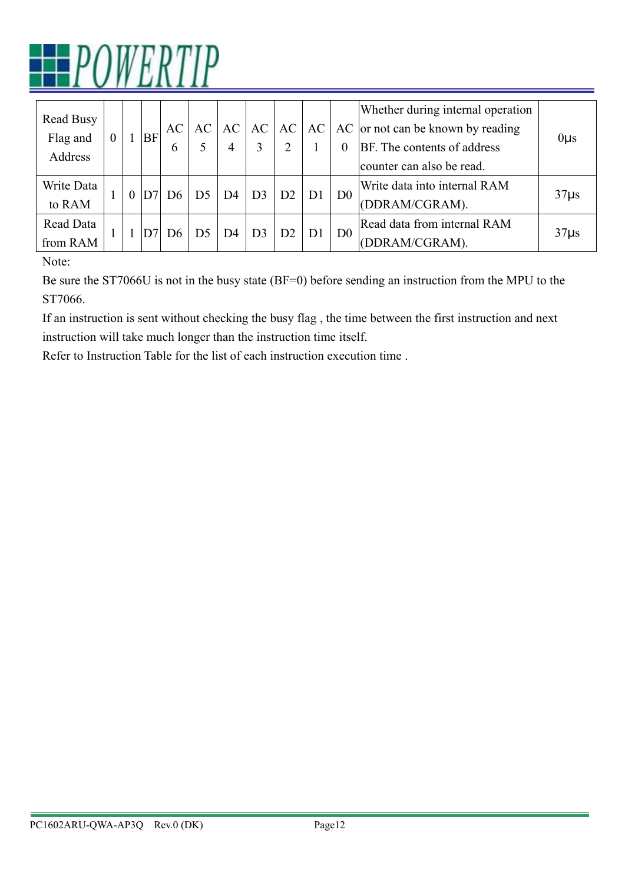| Read Busy Flag and Address | 0 | 1 | BF | AC6 | AC5 | AC4 | AC3 | AC2 | AC1 | AC0 | Whether during internal operation or not can be known by reading BF. The contents of address counter can also be read. | 0μs |
|---|---|---|---|---|---|---|---|---|---|---|---|---|
| Write Data to RAM | 1 | 0 | D7 | D6 | D5 | D4 | D3 | D2 | D1 | D0 | Write data into internal RAM (DDRAM/CGRAM). | 37μs |
| Read Data from RAM | 1 | 1 | D7 | D6 | D5 | D4 | D3 | D2 | D1 | D0 | Read data from internal RAM (DDRAM/CGRAM). | 37μs |

Note:

Be sure the ST7066U is not in the busy state (BF=0) before sending an instruction from the MPU to the ST7066.

If an instruction is sent without checking the busy flag , the time between the first instruction and next instruction will take much longer than the instruction time itself.

Refer to Instruction Table for the list of each instruction execution time .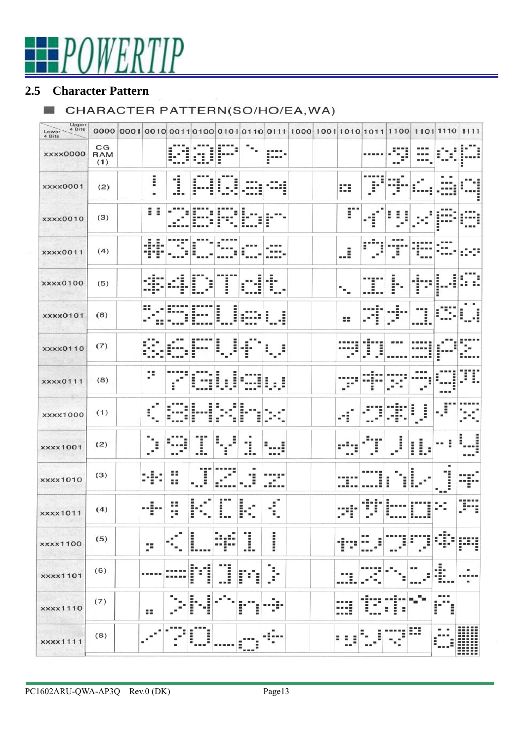## 2.5 Character Pattern

■ CHARACTER PATTERN(SO/HO/EA,WA)

| Lower 4 Bits \ Upper 4 Bits | 0000 | 0001 | 0010 | 0011 | 0100 | 0101 | 0110 | 0111 | 1000 | 1001 | 1010 | 1011 | 1100 | 1101 | 1110 | 1111 |
|---|---|---|---|---|---|---|---|---|---|---|---|---|---|---|---|---|
| xxxx0000 | CG RAM (1) | | | 0 | @ | P | ` | p | | | | ー | タ | ミ | α | p |
| xxxx0001 | (2) | | ! | 1 | A | Q | a | q | | | 。 | ア | チ | ム | ä | q |
| xxxx0010 | (3) | | " | 2 | B | R | b | r | | | 「 | イ | ツ | メ | β | θ |
| xxxx0011 | (4) | | # | 3 | C | S | c | s | | | 」 | ウ | テ | モ | ε | ∞ |
| xxxx0100 | (5) | | $ | 4 | D | T | d | t | | | 、 | エ | ト | ヤ | μ | Ω |
| xxxx0101 | (6) | | % | 5 | E | U | e | u | | | ・ | オ | ナ | ユ | σ | ü |
| xxxx0110 | (7) | | & | 6 | F | V | f | v | | | ヲ | カ | ニ | ヨ | ρ | Σ |
| xxxx0111 | (8) | | ' | 7 | G | W | g | w | | | ァ | キ | ヌ | ラ | g | π |
| xxxx1000 | (1) | | ( | 8 | H | X | h | x | | | ィ | ク | ネ | リ | √ | x̄ |
| xxxx1001 | (2) | | ) | 9 | I | Y | i | y | | | ゥ | ケ | ノ | ル | ⁻¹ | y |
| xxxx1010 | (3) | | * | : | J | Z | j | z | | | ェ | コ | ハ | レ | j | 千 |
| xxxx1011 | (4) | | + | ; | K | [ | k | { | | | ォ | サ | ヒ | ロ | ˣ | 万 |
| xxxx1100 | (5) | | , | < | L | ¥ | l | \| | | | ャ | シ | フ | ワ | ¢ | 円 |
| xxxx1101 | (6) | | - | = | M | ] | m | } | | | ュ | ス | ヘ | ン | £ | ÷ |
| xxxx1110 | (7) | | . | > | N | ^ | n | → | | | ョ | セ | ホ | ゛ | ñ | |
| xxxx1111 | (8) | | / | ? | O | _ | o | ← | | | ッ | ソ | マ | ゜ | ö | █ |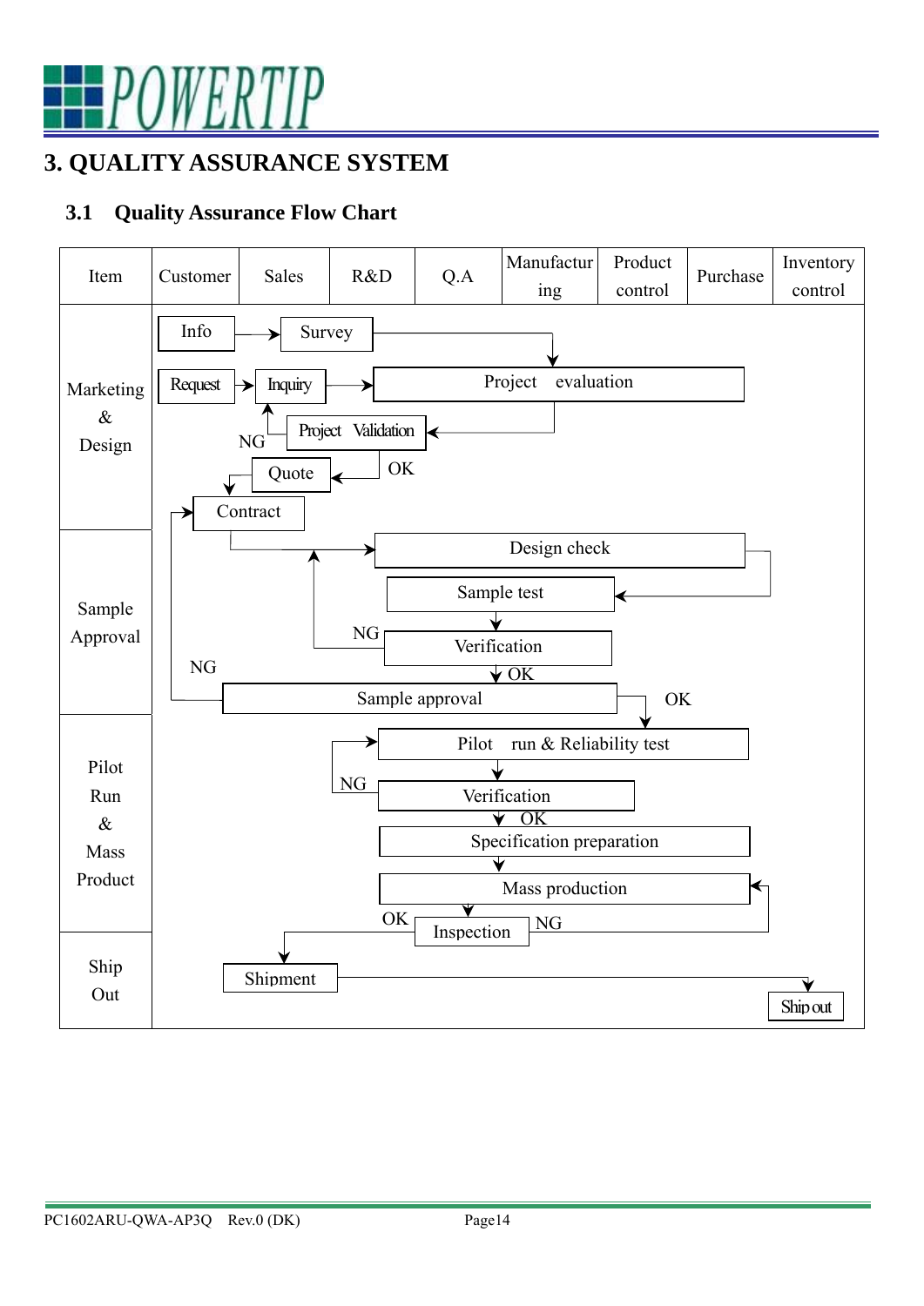# 3. QUALITY ASSURANCE SYSTEM

## 3.1 Quality Assurance Flow Chart

| Item | Customer | Sales | R&D | Q.A | Manufacturing | Product control | Purchase | Inventory control |
|---|---|---|---|---|---|---|---|---|

**Marketing & Design**
- Info → Survey → Project evaluation
- Request → Inquiry → Project evaluation
- Project evaluation → Project Validation
- Project Validation: NG → Inquiry; OK → Quote
- Quote → Contract

**Sample Approval**
- Contract → Design check
- Design check → Sample test
- Sample test → Verification
- Verification: NG → Design check; OK → Sample approval
- Sample approval: NG → Contract; OK → Pilot run & Reliability test

**Pilot Run & Mass Product**
- Pilot run & Reliability test → Verification
- Verification: NG → Pilot run & Reliability test; OK → Specification preparation
- Specification preparation → Mass production
- Mass production → Inspection
- Inspection: NG → Mass production; OK → Shipment

**Ship Out**
- Shipment → Ship out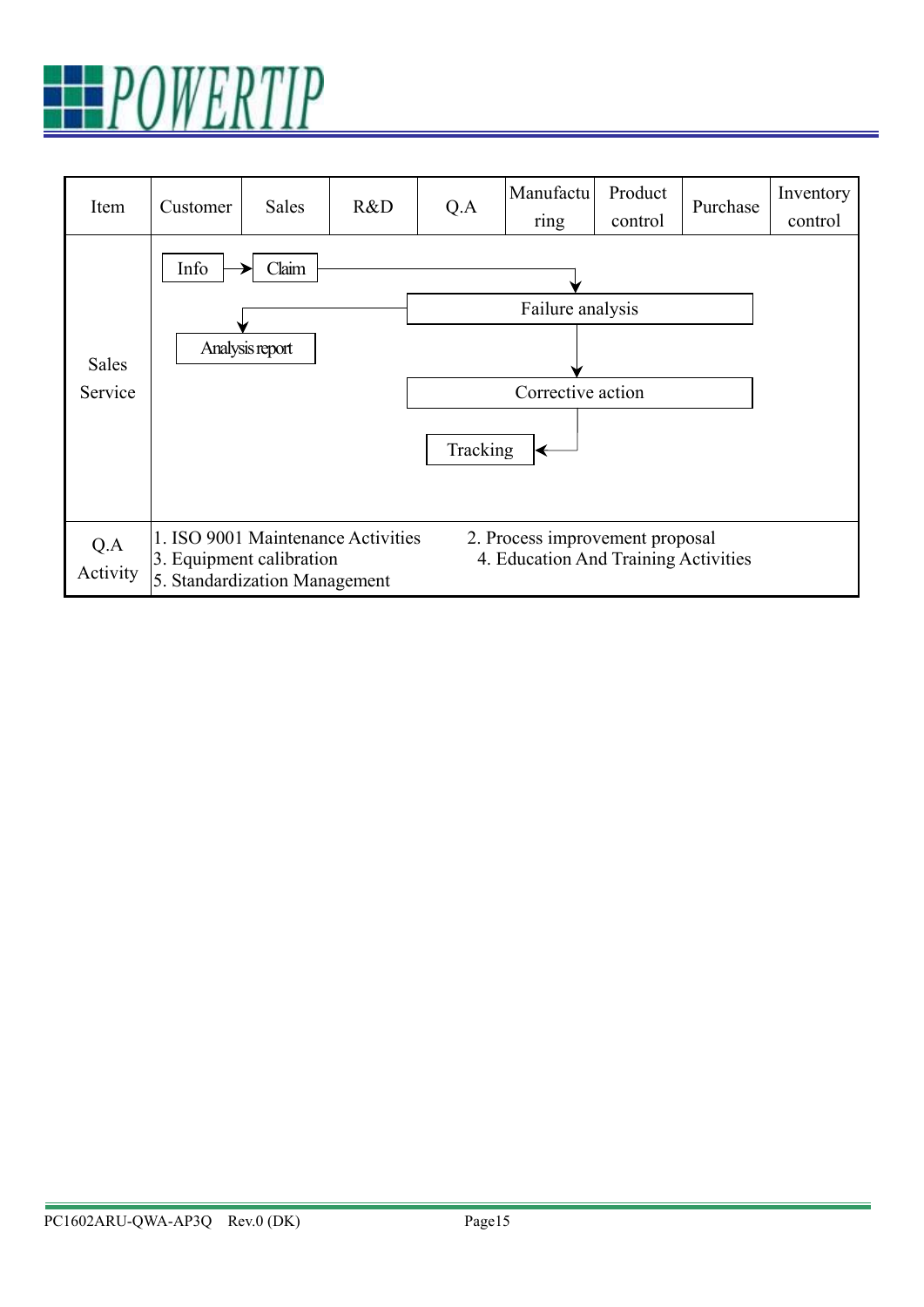| Item | Customer | Sales | R&D | Q.A | Manufacturing | Product control | Purchase | Inventory control |
|---|---|---|---|---|---|---|---|---|
| Sales Service | Info → Claim → Failure analysis → Analysis report; Failure analysis → Corrective action → Tracking | | | | | | | |
| Q.A Activity | 1. ISO 9001 Maintenance Activities 2. Process improvement proposal 3. Equipment calibration 4. Education And Training Activities 5. Standardization Management | | | | | | | |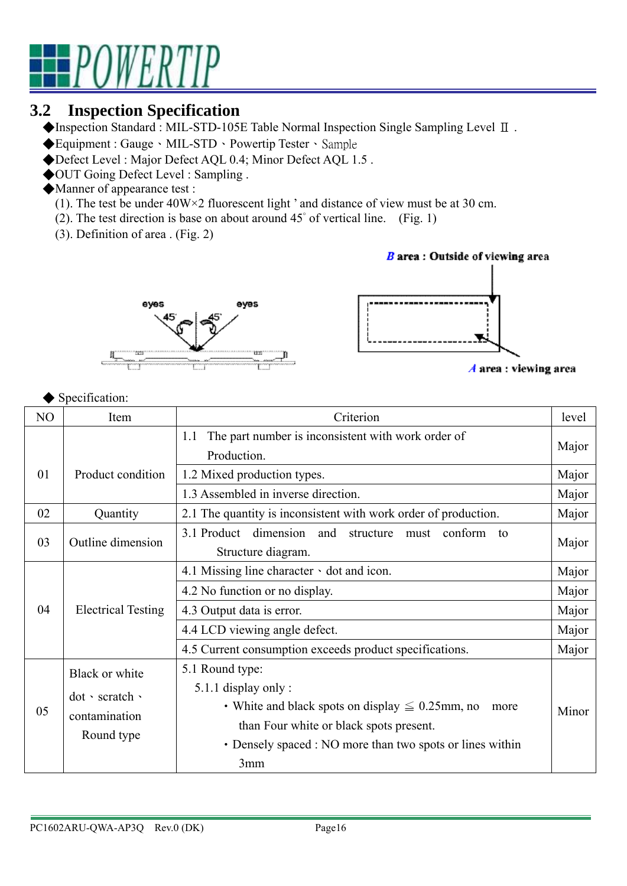## 3.2 Inspection Specification

◆Inspection Standard : MIL-STD-105E Table Normal Inspection Single Sampling Level Ⅱ .
◆Equipment : Gauge、MIL-STD、Powertip Tester、Sample
◆Defect Level : Major Defect AQL 0.4; Minor Defect AQL 1.5 .
◆OUT Going Defect Level : Sampling .
◆Manner of appearance test :

(1). The test be under 40W×2 fluorescent light ’ and distance of view must be at 30 cm.
(2). The test direction is base on about around 45° of vertical line. (Fig. 1)
(3). Definition of area . (Fig. 2)

eyes 45° 45° eyes

*B* area : Outside of viewing area

*A* area : viewing area

◆ Specification:

| NO | Item | Criterion | level |
|---|---|---|---|
| 01 | Product condition | 1.1 The part number is inconsistent with work order of Production. | Major |
| | | 1.2 Mixed production types. | Major |
| | | 1.3 Assembled in inverse direction. | Major |
| 02 | Quantity | 2.1 The quantity is inconsistent with work order of production. | Major |
| 03 | Outline dimension | 3.1 Product dimension and structure must conform to Structure diagram. | Major |
| 04 | Electrical Testing | 4.1 Missing line character、dot and icon. | Major |
| | | 4.2 No function or no display. | Major |
| | | 4.3 Output data is error. | Major |
| | | 4.4 LCD viewing angle defect. | Major |
| | | 4.5 Current consumption exceeds product specifications. | Major |
| 05 | Black or white dot、scratch、contamination Round type | 5.1 Round type:<br>5.1.1 display only :<br>• White and black spots on display ≦ 0.25mm, no more than Four white or black spots present.<br>• Densely spaced : NO more than two spots or lines within 3mm | Minor |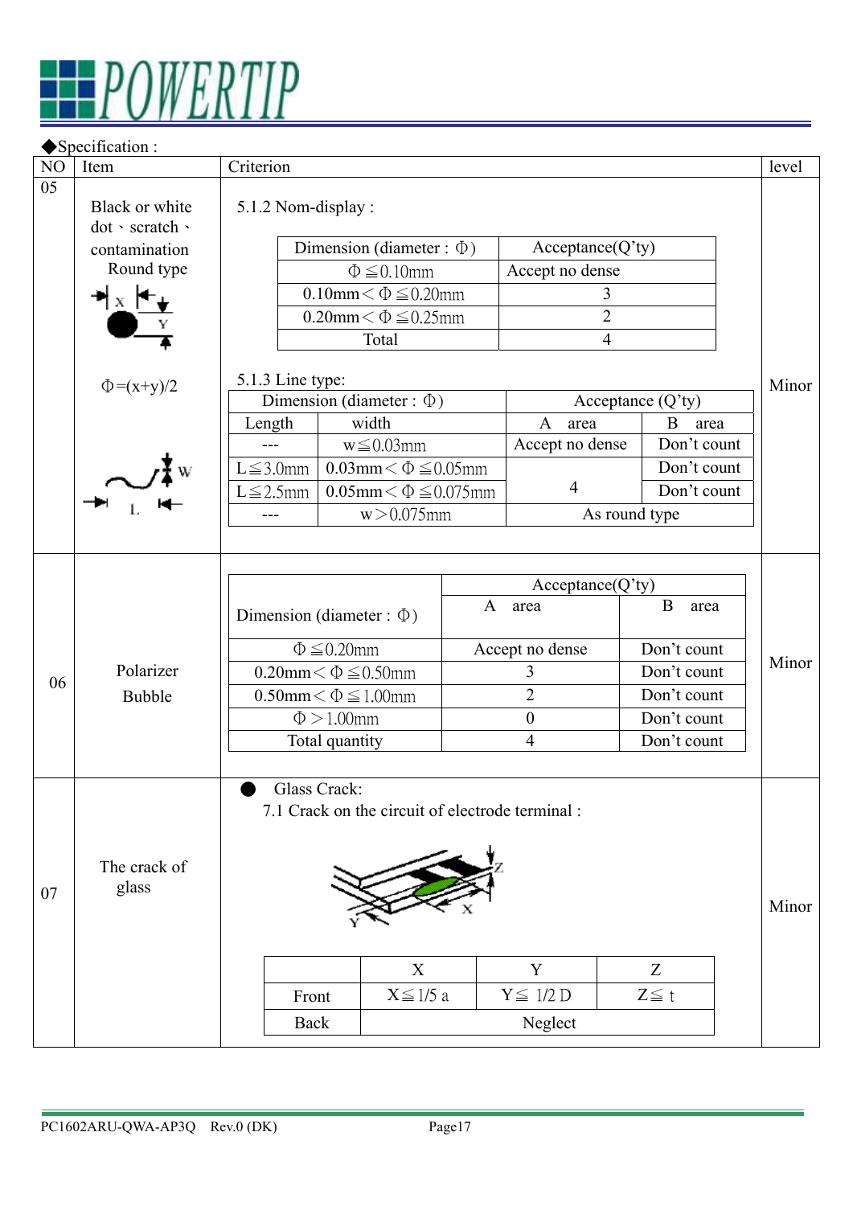◆Specification :

| NO | Item | Criterion | level |
|---|---|---|---|
| 05 | Black or white dot、scratch、contamination Round type<br><br>Φ=(x+y)/2 | 5.1.2 Nom-display :<br><br>\| Dimension (diameter : Φ) \| Acceptance(Q'ty) \|<br>\| Φ ≦0.10mm \| Accept no dense \|<br>\| 0.10mm< Φ ≦0.20mm \| 3 \|<br>\| 0.20mm< Φ ≦0.25mm \| 2 \|<br>\| Total \| 4 \|<br><br>5.1.3 Line type:<br><br>\| Dimension (diameter : Φ) Length \| width \| Acceptance (Q'ty) A area \| B area \|<br>\| --- \| w≦0.03mm \| Accept no dense \| Don't count \|<br>\| L≦3.0mm \| 0.03mm< Φ ≦0.05mm \| 4 \| Don't count \|<br>\| L≦2.5mm \| 0.05mm< Φ ≦0.075mm \| 4 \| Don't count \|<br>\| --- \| w>0.075mm \| As round type \| \| | Minor |
| 06 | Polarizer Bubble | \| Dimension (diameter : Φ) \| Acceptance(Q'ty) A area \| B area \|<br>\| Φ ≦0.20mm \| Accept no dense \| Don't count \|<br>\| 0.20mm< Φ ≦0.50mm \| 3 \| Don't count \|<br>\| 0.50mm< Φ ≦1.00mm \| 2 \| Don't count \|<br>\| Φ >1.00mm \| 0 \| Don't count \|<br>\| Total quantity \| 4 \| Don't count \| | Minor |
| 07 | The crack of glass | ● Glass Crack:<br>7.1 Crack on the circuit of electrode terminal :<br><br>\| \| X \| Y \| Z \|<br>\| Front \| X≦1/5 a \| Y≦ 1/2 D \| Z≦ t \|<br>\| Back \| Neglect \| \| \| | Minor |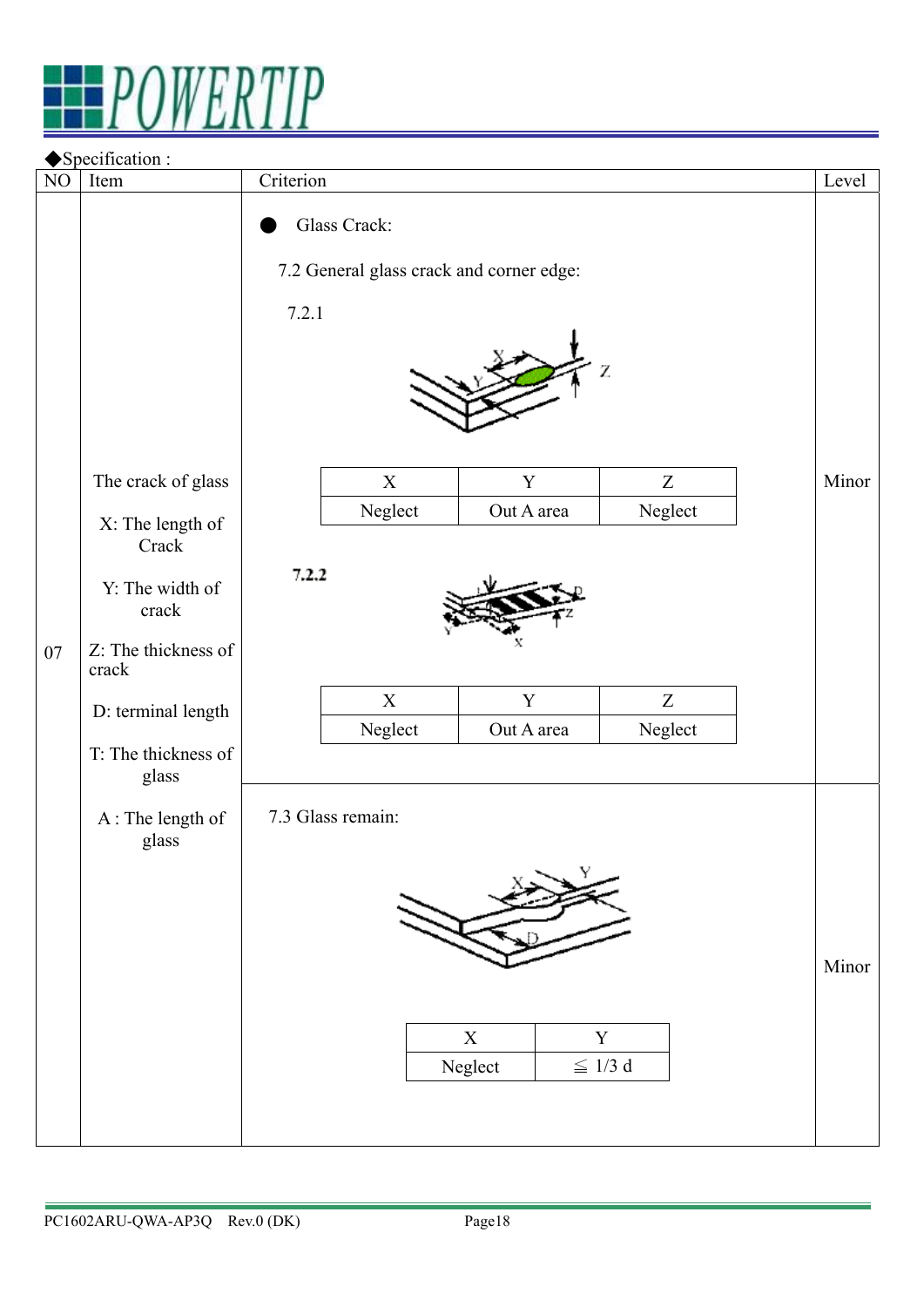◆Specification :

| NO | Item | Criterion | Level |
|---|---|---|---|
| 07 | The crack of glass<br><br>X: The length of Crack<br><br>Y: The width of crack<br><br>Z: The thickness of crack<br><br>D: terminal length<br><br>T: The thickness of glass<br><br>A : The length of glass | ● Glass Crack:<br><br>7.2 General glass crack and corner edge:<br><br>7.2.1<br><br>X: Neglect / Y: Out A area / Z: Neglect<br><br>7.2.2<br><br>X: Neglect / Y: Out A area / Z: Neglect | Minor |
| | | 7.3 Glass remain:<br><br>X: Neglect / Y: ≦ 1/3 d | Minor |

7.2.1

| X | Y | Z |
|---|---|---|
| Neglect | Out A area | Neglect |

7.2.2

| X | Y | Z |
|---|---|---|
| Neglect | Out A area | Neglect |

7.3 Glass remain:

| X | Y |
|---|---|
| Neglect | ≦ 1/3 d |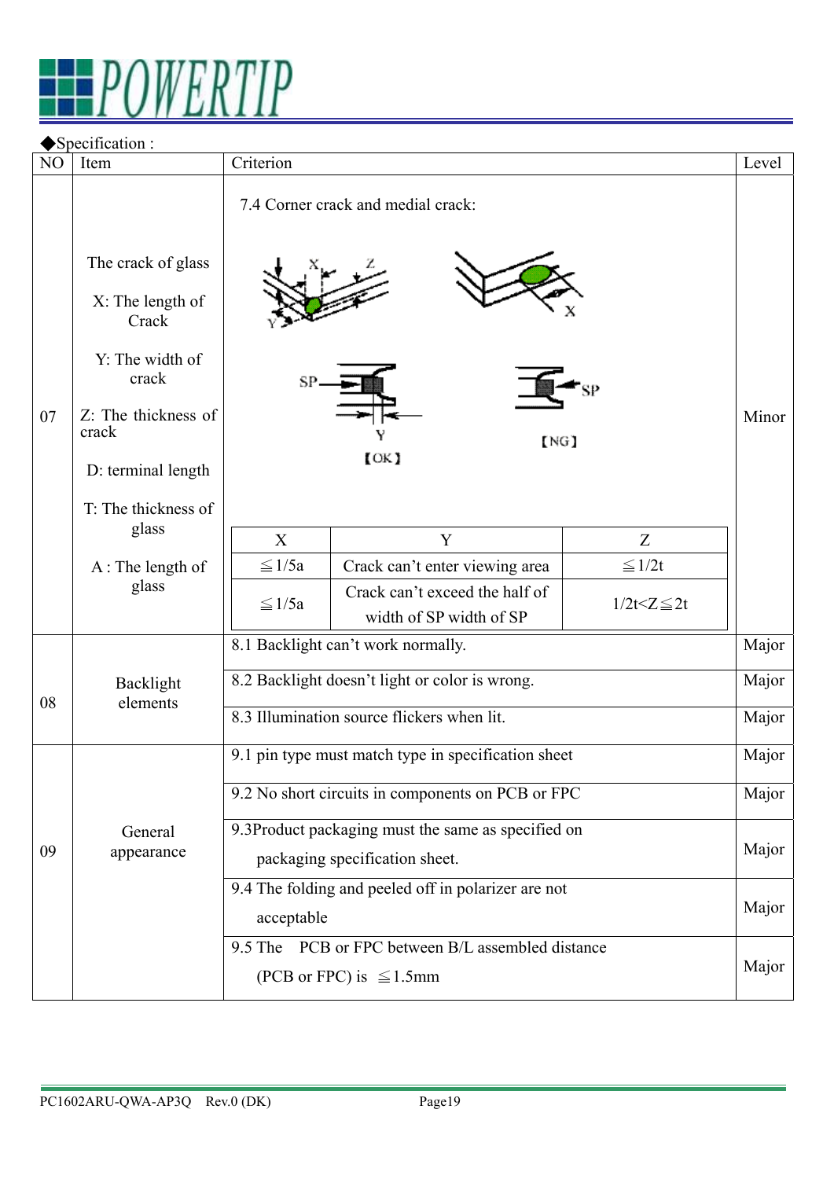◆Specification :

| NO | Item | Criterion | Level |
|---|---|---|---|
| 07 | The crack of glass<br><br>X: The length of Crack<br><br>Y: The width of crack<br><br>Z: The thickness of crack<br><br>D: terminal length<br><br>T: The thickness of glass<br><br>A : The length of glass | 7.4 Corner crack and medial crack:<br><br>SP 【OK】 SP 【NG】<br><br>X: ≦1/5a; Y: Crack can't enter viewing area; Z: ≦1/2t<br>X: ≦1/5a; Y: Crack can't exceed the half of width of SP width of SP; Z: 1/2t<Z≦2t | Minor |
| 08 | Backlight elements | 8.1 Backlight can't work normally. | Major |
| | | 8.2 Backlight doesn't light or color is wrong. | Major |
| | | 8.3 Illumination source flickers when lit. | Major |
| 09 | General appearance | 9.1 pin type must match type in specification sheet | Major |
| | | 9.2 No short circuits in components on PCB or FPC | Major |
| | | 9.3Product packaging must the same as specified on packaging specification sheet. | Major |
| | | 9.4 The folding and peeled off in polarizer are not acceptable | Major |
| | | 9.5 The PCB or FPC between B/L assembled distance (PCB or FPC) is ≦1.5mm | Major |

| X | Y | Z |
|---|---|---|
| ≦1/5a | Crack can't enter viewing area | ≦1/2t |
| ≦1/5a | Crack can't exceed the half of width of SP width of SP | 1/2t<Z≦2t |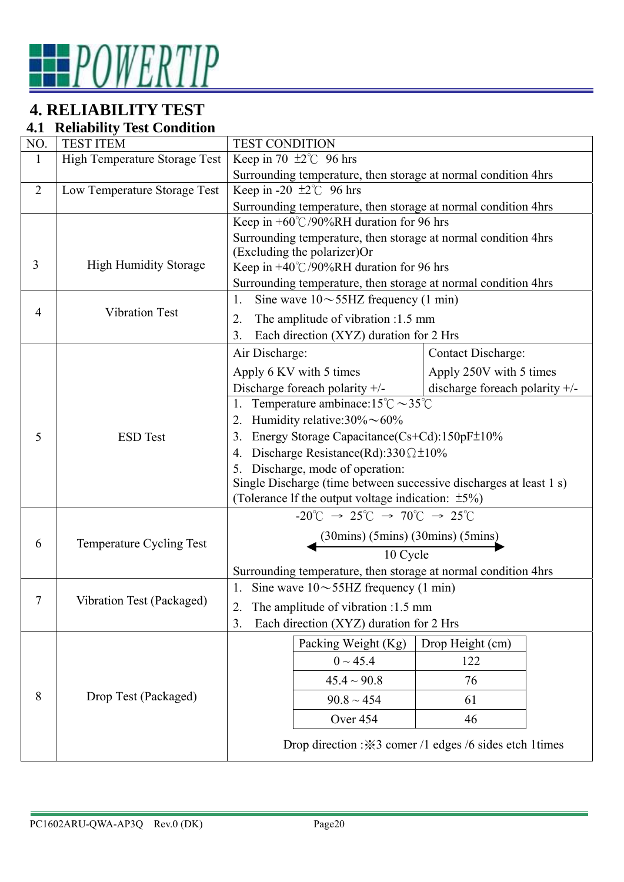# 4. RELIABILITY TEST

## 4.1 Reliability Test Condition

| NO. | TEST ITEM | TEST CONDITION |
|---|---|---|
| 1 | High Temperature Storage Test | Keep in 70 ±2℃ 96 hrs<br>Surrounding temperature, then storage at normal condition 4hrs |
| 2 | Low Temperature Storage Test | Keep in -20 ±2℃ 96 hrs<br>Surrounding temperature, then storage at normal condition 4hrs |
| 3 | High Humidity Storage | Keep in +60℃/90%RH duration for 96 hrs<br>Surrounding temperature, then storage at normal condition 4hrs<br>(Excluding the polarizer)Or<br>Keep in +40℃/90%RH duration for 96 hrs<br>Surrounding temperature, then storage at normal condition 4hrs |
| 4 | Vibration Test | 1. Sine wave 10～55HZ frequency (1 min)<br>2. The amplitude of vibration :1.5 mm<br>3. Each direction (XYZ) duration for 2 Hrs |
| 5 | ESD Test | Air Discharge:<br>Apply 6 KV with 5 times<br>Discharge foreach polarity +/-<br><br>Contact Discharge:<br>Apply 250V with 5 times<br>discharge foreach polarity +/-<br><br>1. Temperature ambinace:15℃～35℃<br>2. Humidity relative:30%～60%<br>3. Energy Storage Capacitance(Cs+Cd):150pF±10%<br>4. Discharge Resistance(Rd):330Ω±10%<br>5. Discharge, mode of operation:<br>Single Discharge (time between successive discharges at least 1 s)<br>(Tolerance lf the output voltage indication: ±5%) |
| 6 | Temperature Cycling Test | -20℃ → 25℃ → 70℃ → 25℃<br>(30mins) (5mins) (30mins) (5mins)<br>← 10 Cycle →<br>Surrounding temperature, then storage at normal condition 4hrs |
| 7 | Vibration Test (Packaged) | 1. Sine wave 10～55HZ frequency (1 min)<br>2. The amplitude of vibration :1.5 mm<br>3. Each direction (XYZ) duration for 2 Hrs |
| 8 | Drop Test (Packaged) | Packing Weight (Kg) / Drop Height (cm):<br>0 ~ 45.4 : 122<br>45.4 ~ 90.8 : 76<br>90.8 ~ 454 : 61<br>Over 454 : 46<br><br>Drop direction :※3 comer /1 edges /6 sides etch 1times |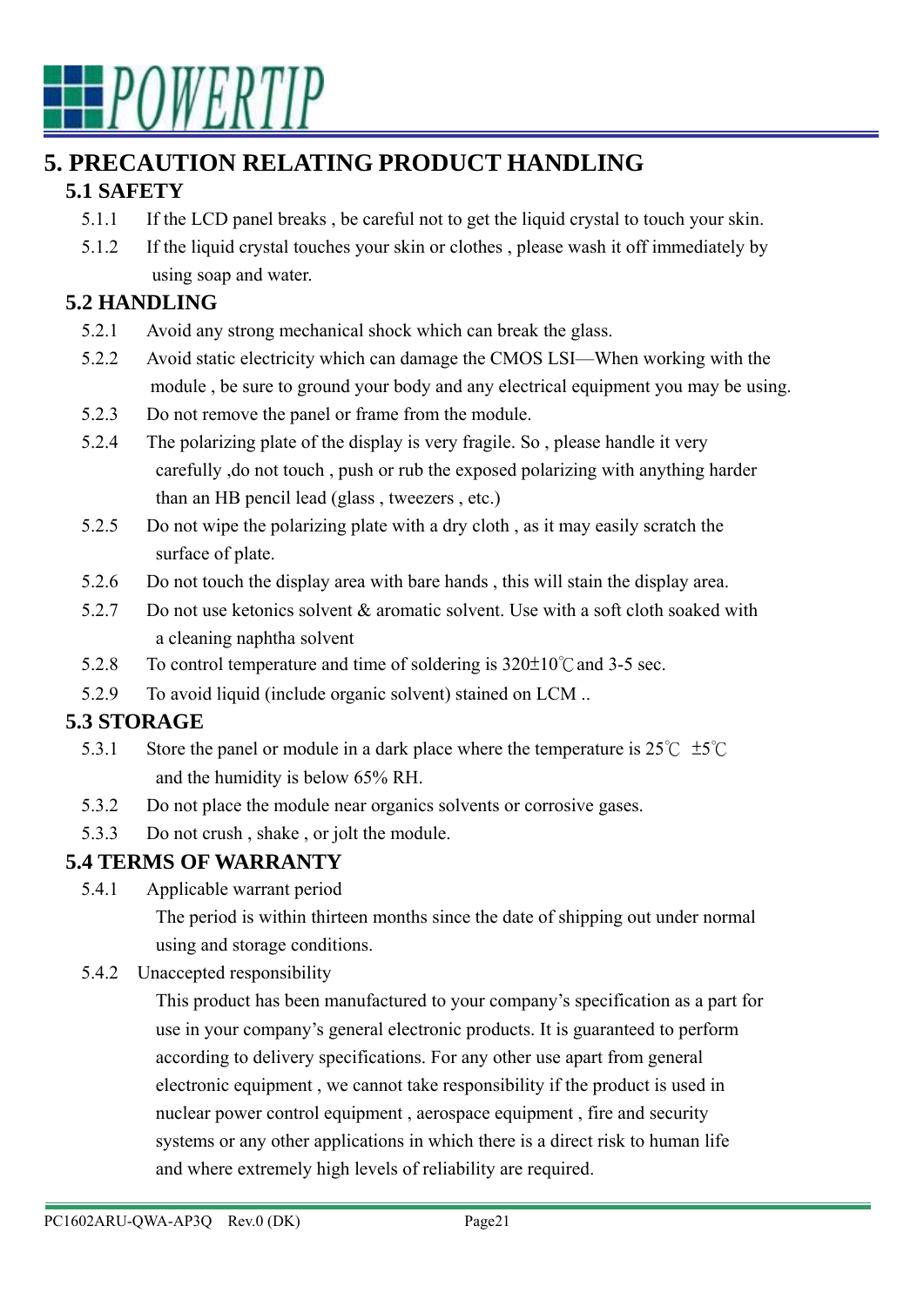# 5. PRECAUTION RELATING PRODUCT HANDLING

## 5.1 SAFETY

5.1.1 If the LCD panel breaks , be careful not to get the liquid crystal to touch your skin.

5.1.2 If the liquid crystal touches your skin or clothes , please wash it off immediately by using soap and water.

## 5.2 HANDLING

5.2.1 Avoid any strong mechanical shock which can break the glass.

5.2.2 Avoid static electricity which can damage the CMOS LSI—When working with the module , be sure to ground your body and any electrical equipment you may be using.

5.2.3 Do not remove the panel or frame from the module.

5.2.4 The polarizing plate of the display is very fragile. So , please handle it very carefully ,do not touch , push or rub the exposed polarizing with anything harder than an HB pencil lead (glass , tweezers , etc.)

5.2.5 Do not wipe the polarizing plate with a dry cloth , as it may easily scratch the surface of plate.

5.2.6 Do not touch the display area with bare hands , this will stain the display area.

5.2.7 Do not use ketonics solvent & aromatic solvent. Use with a soft cloth soaked with a cleaning naphtha solvent

5.2.8 To control temperature and time of soldering is 320±10℃ and 3-5 sec.

5.2.9 To avoid liquid (include organic solvent) stained on LCM ..

## 5.3 STORAGE

5.3.1 Store the panel or module in a dark place where the temperature is 25℃ ±5℃ and the humidity is below 65% RH.

5.3.2 Do not place the module near organics solvents or corrosive gases.

5.3.3 Do not crush , shake , or jolt the module.

## 5.4 TERMS OF WARRANTY

5.4.1 Applicable warrant period

The period is within thirteen months since the date of shipping out under normal using and storage conditions.

5.4.2 Unaccepted responsibility

This product has been manufactured to your company's specification as a part for use in your company's general electronic products. It is guaranteed to perform according to delivery specifications. For any other use apart from general electronic equipment , we cannot take responsibility if the product is used in nuclear power control equipment , aerospace equipment , fire and security systems or any other applications in which there is a direct risk to human life and where extremely high levels of reliability are required.